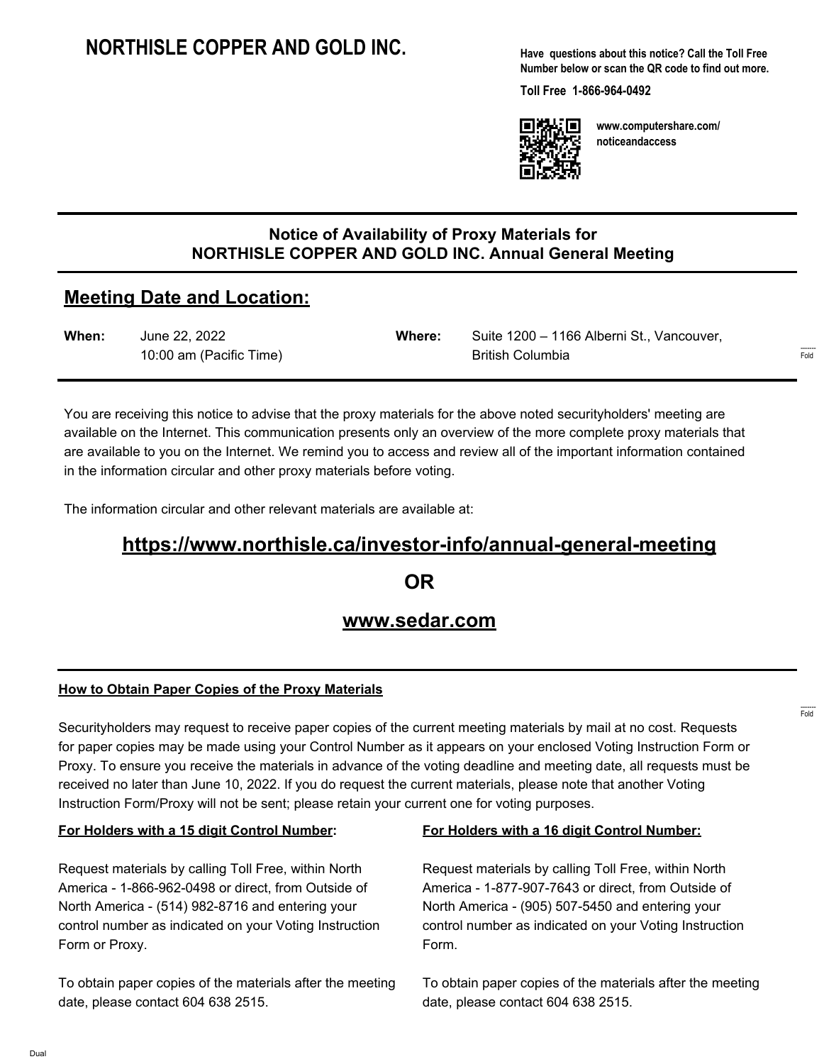# NORTHISLE COPPER AND GOLD INC.

**Have questions about this notice? Call the Toll Free Number below or scan the QR code to find out more.**

**Toll Free 1-866-964-0492**

**www.computershare.com/noticeandaccess**

## Notice of Availability of Proxy Materials for NORTHISLE COPPER AND GOLD INC. Annual General Meeting

## Meeting Date and Location:

| | | | |
|---|---|---|---|
| **When:** | June 22, 2022<br>10:00 am (Pacific Time) | **Where:** | Suite 1200 – 1166 Alberni St., Vancouver, British Columbia |

You are receiving this notice to advise that the proxy materials for the above noted securityholders' meeting are available on the Internet. This communication presents only an overview of the more complete proxy materials that are available to you on the Internet. We remind you to access and review all of the important information contained in the information circular and other proxy materials before voting.

The information circular and other relevant materials are available at:

**https://www.northisle.ca/investor-info/annual-general-meeting**

**OR**

**www.sedar.com**

### How to Obtain Paper Copies of the Proxy Materials

Securityholders may request to receive paper copies of the current meeting materials by mail at no cost. Requests for paper copies may be made using your Control Number as it appears on your enclosed Voting Instruction Form or Proxy. To ensure you receive the materials in advance of the voting deadline and meeting date, all requests must be received no later than June 10, 2022. If you do request the current materials, please note that another Voting Instruction Form/Proxy will not be sent; please retain your current one for voting purposes.

**For Holders with a 15 digit Control Number:**

Request materials by calling Toll Free, within North America - 1-866-962-0498 or direct, from Outside of North America - (514) 982-8716 and entering your control number as indicated on your Voting Instruction Form or Proxy.

To obtain paper copies of the materials after the meeting date, please contact 604 638 2515.

**For Holders with a 16 digit Control Number:**

Request materials by calling Toll Free, within North America - 1-877-907-7643 or direct, from Outside of North America - (905) 507-5450 and entering your control number as indicated on your Voting Instruction Form.

To obtain paper copies of the materials after the meeting date, please contact 604 638 2515.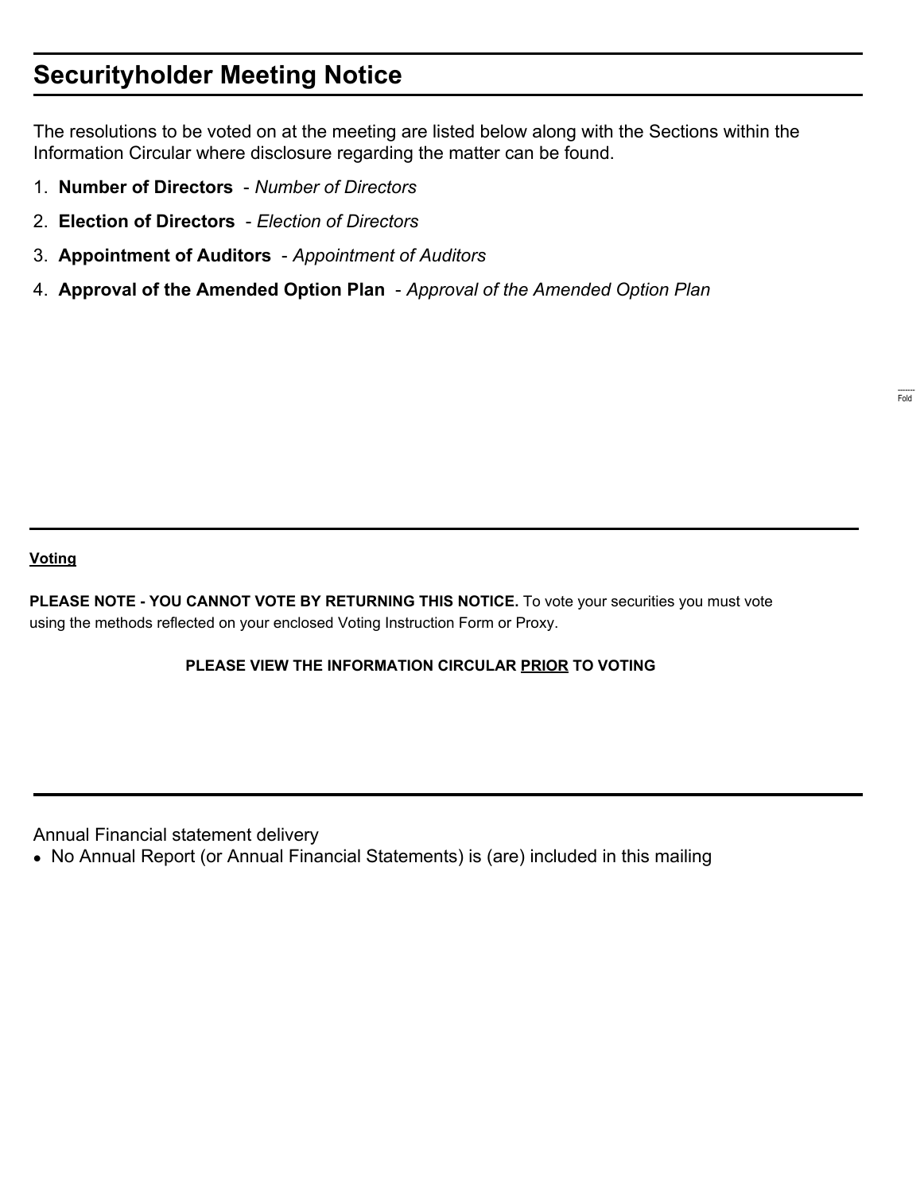## Securityholder Meeting Notice

The resolutions to be voted on at the meeting are listed below along with the Sections within the Information Circular where disclosure regarding the matter can be found.

1. **Number of Directors** - *Number of Directors*
2. **Election of Directors** - *Election of Directors*
3. **Appointment of Auditors** - *Appointment of Auditors*
4. **Approval of the Amended Option Plan** - *Approval of the Amended Option Plan*

Fold

---

**Voting**

**PLEASE NOTE - YOU CANNOT VOTE BY RETURNING THIS NOTICE.** To vote your securities you must vote using the methods reflected on your enclosed Voting Instruction Form or Proxy.

**PLEASE VIEW THE INFORMATION CIRCULAR PRIOR TO VOTING**

---

Annual Financial statement delivery

- No Annual Report (or Annual Financial Statements) is (are) included in this mailing